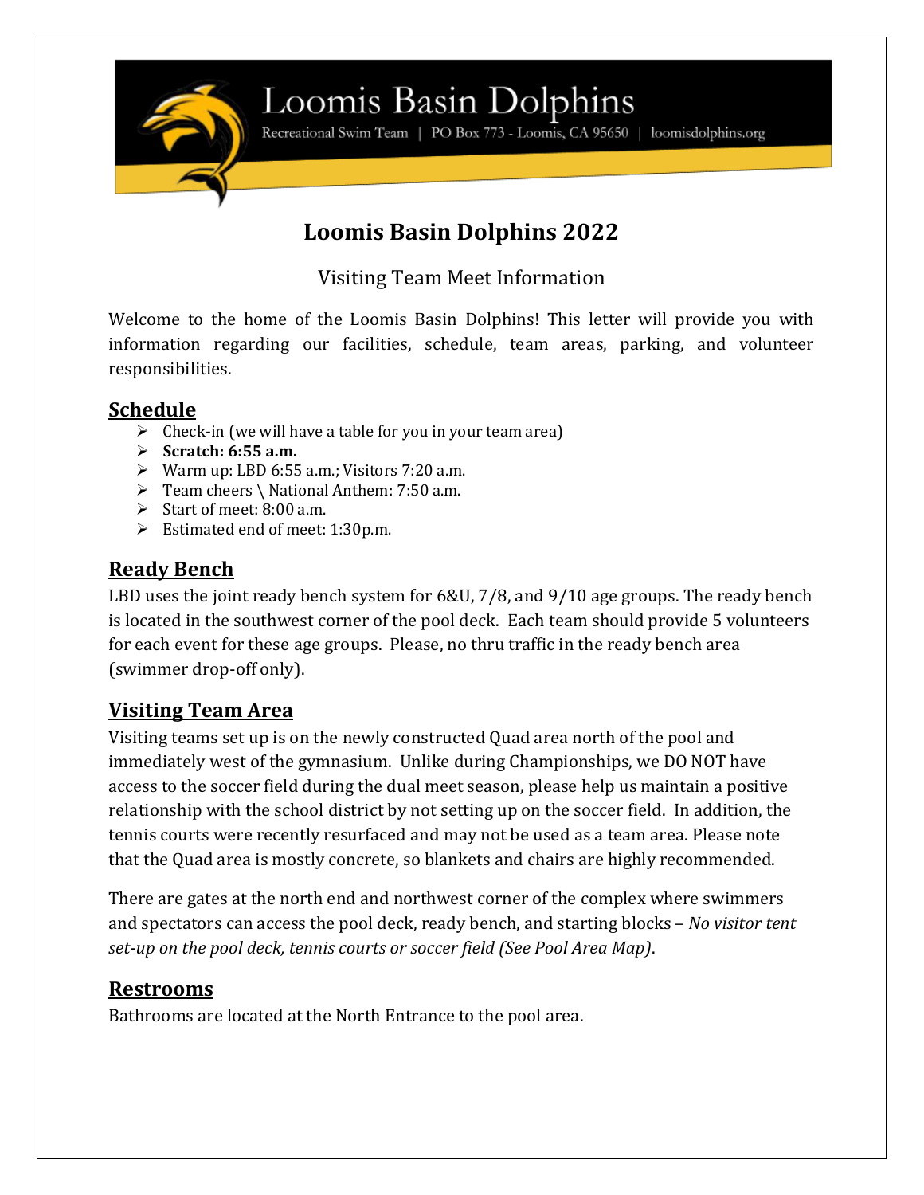# Loomis Basin Dolphins

Recreational Swim Team | PO Box 773 - Loomis, CA 95650 | loomisdolphins.org

## Loomis Basin Dolphins 2022

### Visiting Team Meet Information

Welcome to the home of the Loomis Basin Dolphins! This letter will provide you with information regarding our facilities, schedule, team areas, parking, and volunteer responsibilities.

### Schedule

- Check-in (we will have a table for you in your team area)
- **Scratch: 6:55 a.m.**
- Warm up: LBD 6:55 a.m.; Visitors 7:20 a.m.
- Team cheers \ National Anthem: 7:50 a.m.
- Start of meet: 8:00 a.m.
- Estimated end of meet: 1:30p.m.

### Ready Bench

LBD uses the joint ready bench system for 6&U, 7/8, and 9/10 age groups. The ready bench is located in the southwest corner of the pool deck. Each team should provide 5 volunteers for each event for these age groups. Please, no thru traffic in the ready bench area (swimmer drop-off only).

### Visiting Team Area

Visiting teams set up is on the newly constructed Quad area north of the pool and immediately west of the gymnasium. Unlike during Championships, we DO NOT have access to the soccer field during the dual meet season, please help us maintain a positive relationship with the school district by not setting up on the soccer field. In addition, the tennis courts were recently resurfaced and may not be used as a team area. Please note that the Quad area is mostly concrete, so blankets and chairs are highly recommended.

There are gates at the north end and northwest corner of the complex where swimmers and spectators can access the pool deck, ready bench, and starting blocks – *No visitor tent set-up on the pool deck, tennis courts or soccer field (See Pool Area Map)*.

### Restrooms

Bathrooms are located at the North Entrance to the pool area.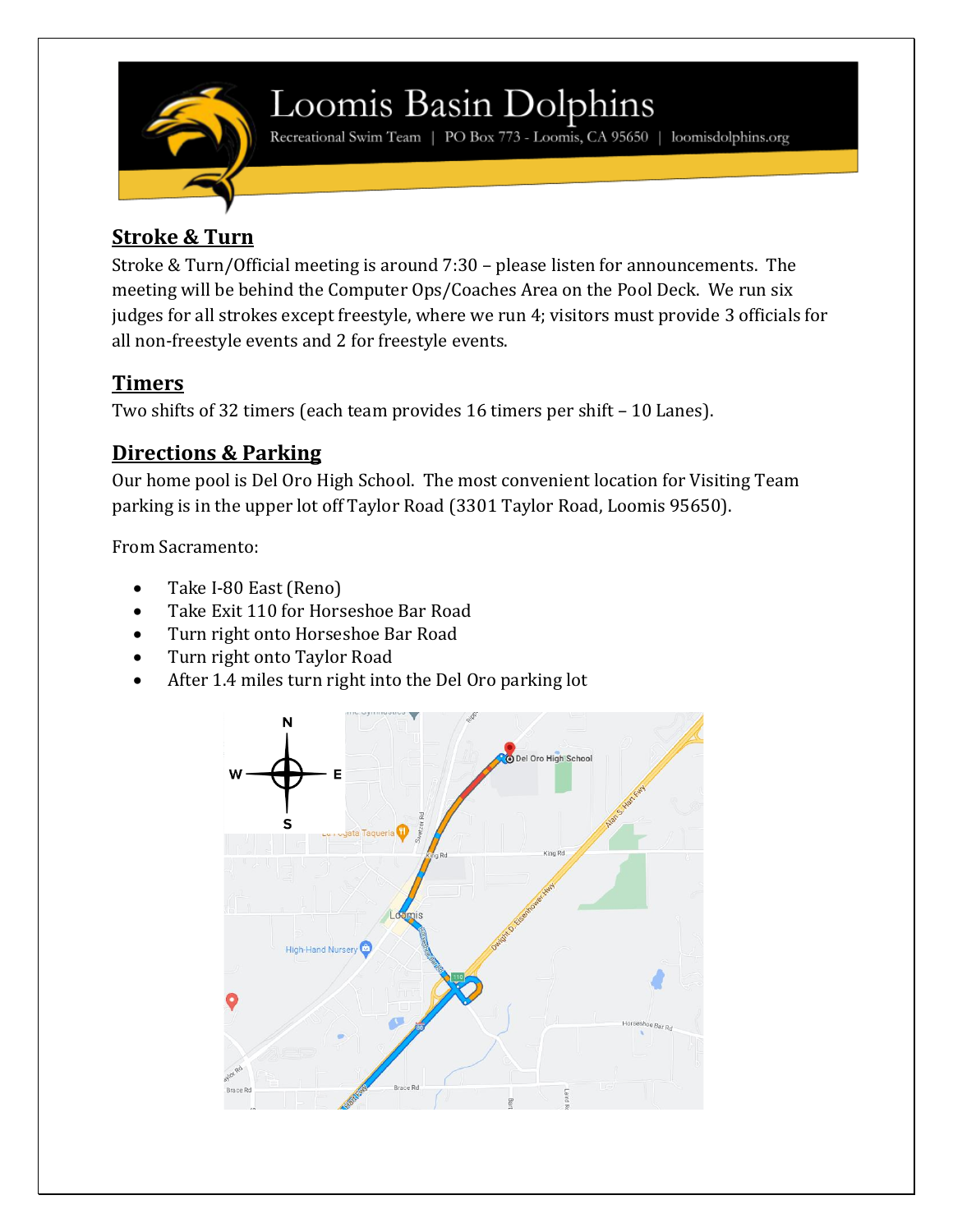# Loomis Basin Dolphins

Recreational Swim Team | PO Box 773 - Loomis, CA 95650 | loomisdolphins.org

## Stroke & Turn

Stroke & Turn/Official meeting is around 7:30 – please listen for announcements. The meeting will be behind the Computer Ops/Coaches Area on the Pool Deck. We run six judges for all strokes except freestyle, where we run 4; visitors must provide 3 officials for all non-freestyle events and 2 for freestyle events.

## Timers

Two shifts of 32 timers (each team provides 16 timers per shift – 10 Lanes).

## Directions & Parking

Our home pool is Del Oro High School. The most convenient location for Visiting Team parking is in the upper lot off Taylor Road (3301 Taylor Road, Loomis 95650).

From Sacramento:

- Take I-80 East (Reno)
- Take Exit 110 for Horseshoe Bar Road
- Turn right onto Horseshoe Bar Road
- Turn right onto Taylor Road
- After 1.4 miles turn right into the Del Oro parking lot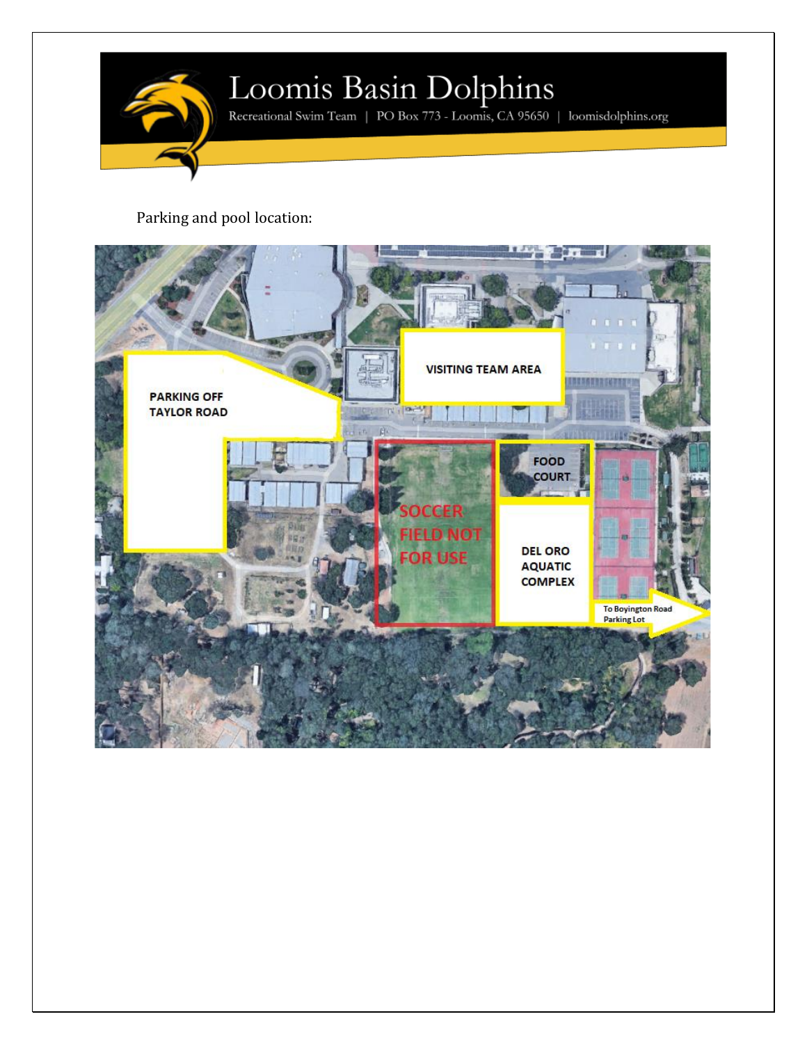Parking and pool location:

PARKING OFF TAYLOR ROAD

VISITING TEAM AREA

FOOD COURT

SOCCER FIELD NOT FOR USE

DEL ORO AQUATIC COMPLEX

To Boyington Road Parking Lot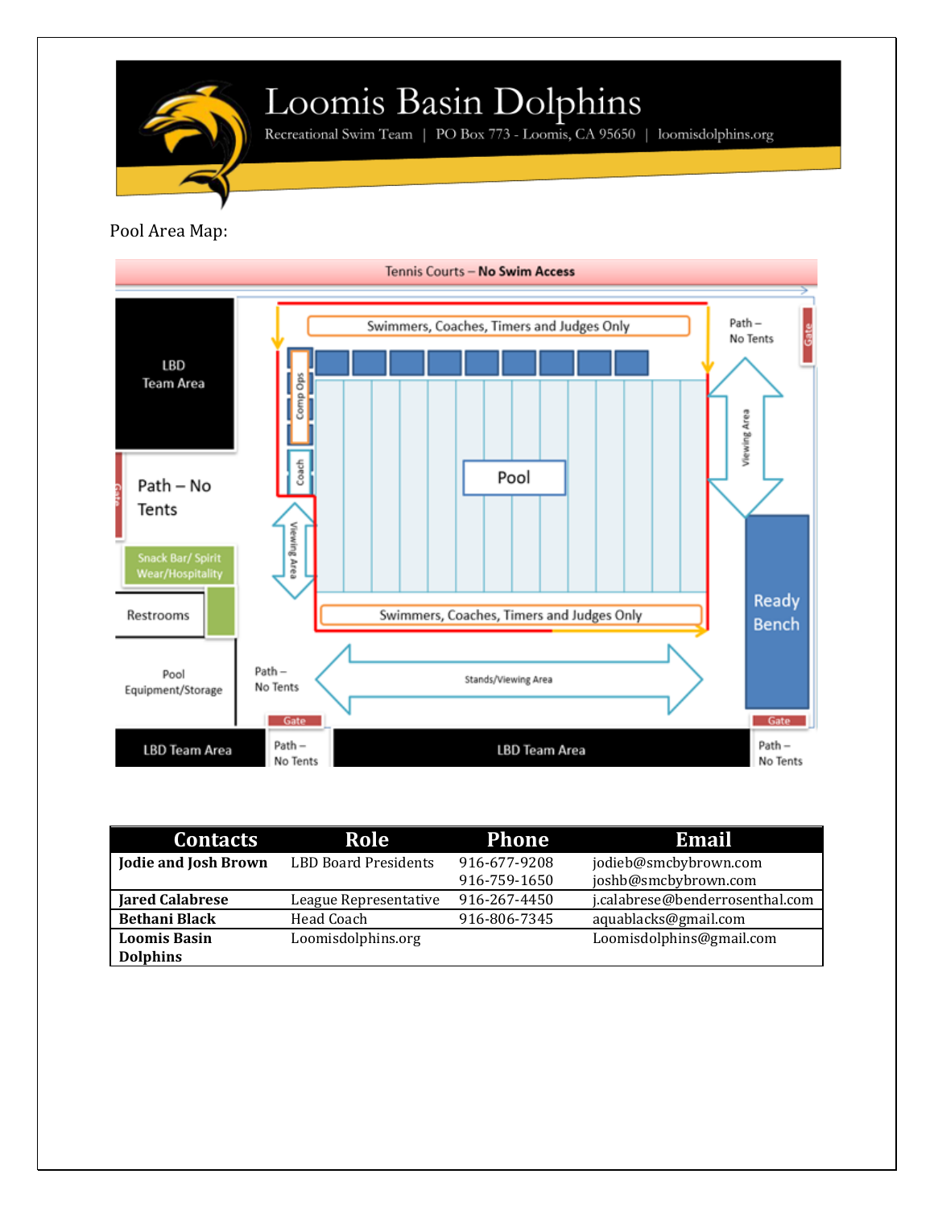Pool Area Map:

Tennis Courts – **No Swim Access**

LBD Team Area

Swimmers, Coaches, Timers and Judges Only

Path – No Tents

Gate

Comp Ops

Coach

Pool

Viewing Area

Path – No Tents

Gate

Snack Bar/ Spirit Wear/Hospitality

Restrooms

Ready Bench

Swimmers, Coaches, Timers and Judges Only

Pool Equipment/Storage

Path – No Tents

Stands/Viewing Area

Gate

Gate

LBD Team Area

Path – No Tents

LBD Team Area

Path – No Tents

| Contacts | Role | Phone | Email |
| --- | --- | --- | --- |
| **Jodie and Josh Brown** | LBD Board Presidents | 916-677-9208<br>916-759-1650 | jodieb@smcbybrown.com<br>joshb@smcbybrown.com |
| **Jared Calabrese** | League Representative | 916-267-4450 | j.calabrese@benderrosenthal.com |
| **Bethani Black** | Head Coach | 916-806-7345 | aquablacks@gmail.com |
| **Loomis Basin Dolphins** | Loomisdolphins.org | | Loomisdolphins@gmail.com |